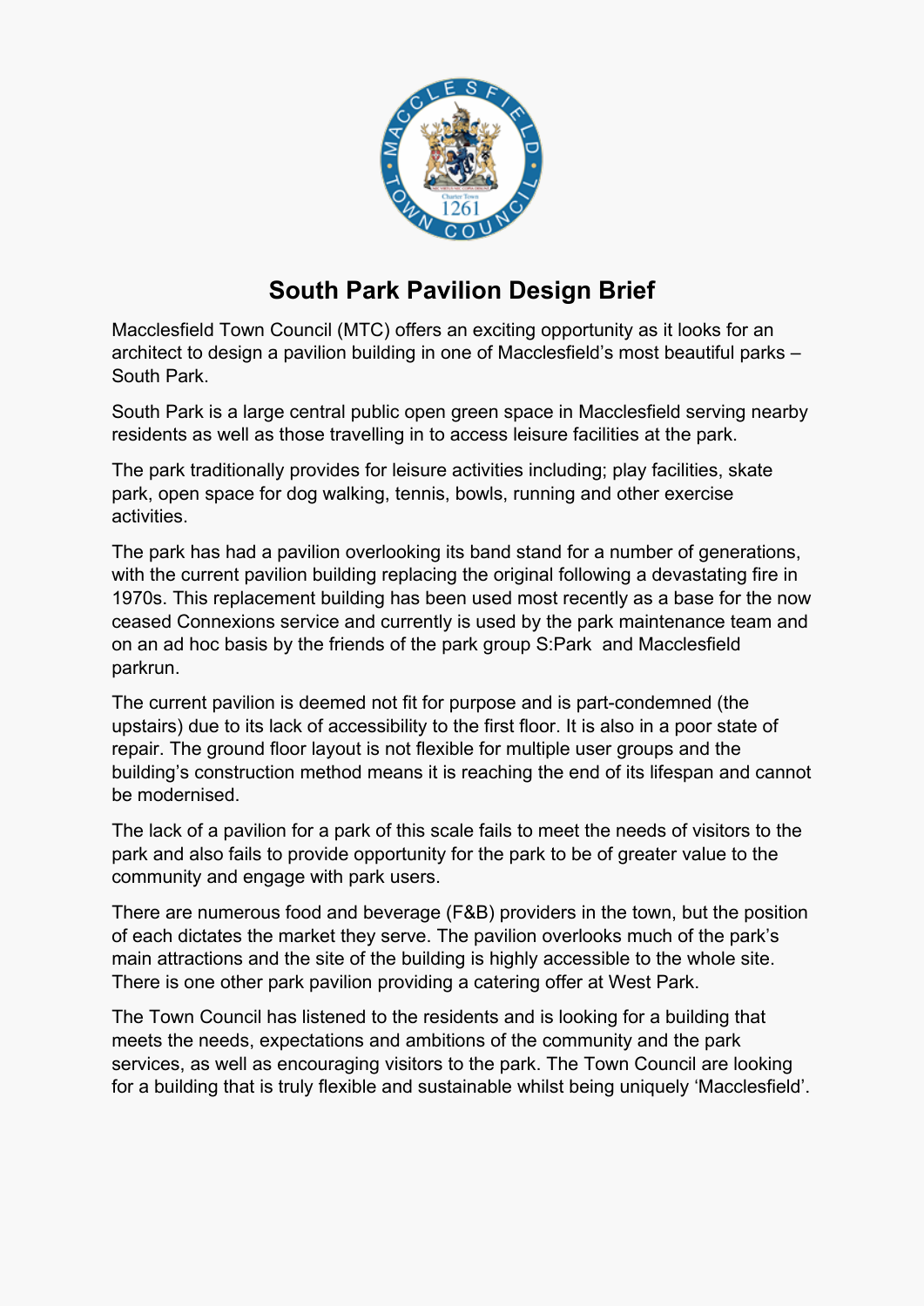# South Park Pavilion Design Brief

Macclesfield Town Council (MTC) offers an exciting opportunity as it looks for an architect to design a pavilion building in one of Macclesfield's most beautiful parks – South Park.

South Park is a large central public open green space in Macclesfield serving nearby residents as well as those travelling in to access leisure facilities at the park.

The park traditionally provides for leisure activities including; play facilities, skate park, open space for dog walking, tennis, bowls, running and other exercise activities.

The park has had a pavilion overlooking its band stand for a number of generations, with the current pavilion building replacing the original following a devastating fire in 1970s. This replacement building has been used most recently as a base for the now ceased Connexions service and currently is used by the park maintenance team and on an ad hoc basis by the friends of the park group S:Park and Macclesfield parkrun.

The current pavilion is deemed not fit for purpose and is part-condemned (the upstairs) due to its lack of accessibility to the first floor. It is also in a poor state of repair. The ground floor layout is not flexible for multiple user groups and the building's construction method means it is reaching the end of its lifespan and cannot be modernised.

The lack of a pavilion for a park of this scale fails to meet the needs of visitors to the park and also fails to provide opportunity for the park to be of greater value to the community and engage with park users.

There are numerous food and beverage (F&B) providers in the town, but the position of each dictates the market they serve. The pavilion overlooks much of the park's main attractions and the site of the building is highly accessible to the whole site. There is one other park pavilion providing a catering offer at West Park.

The Town Council has listened to the residents and is looking for a building that meets the needs, expectations and ambitions of the community and the park services, as well as encouraging visitors to the park. The Town Council are looking for a building that is truly flexible and sustainable whilst being uniquely 'Macclesfield'.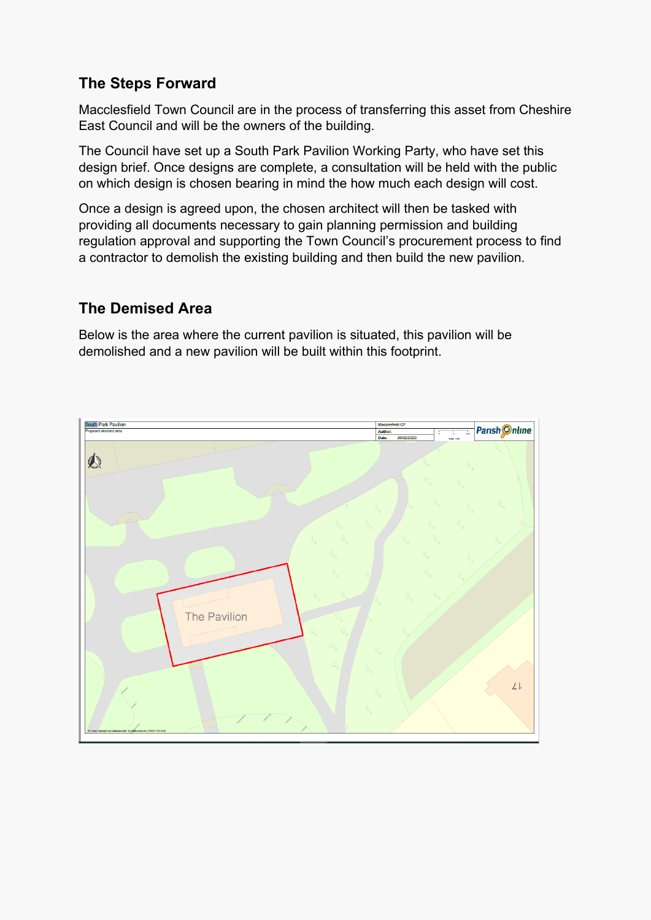## The Steps Forward

Macclesfield Town Council are in the process of transferring this asset from Cheshire East Council and will be the owners of the building.

The Council have set up a South Park Pavilion Working Party, who have set this design brief. Once designs are complete, a consultation will be held with the public on which design is chosen bearing in mind the how much each design will cost.

Once a design is agreed upon, the chosen architect will then be tasked with providing all documents necessary to gain planning permission and building regulation approval and supporting the Town Council's procurement process to find a contractor to demolish the existing building and then build the new pavilion.

## The Demised Area

Below is the area where the current pavilion is situated, this pavilion will be demolished and a new pavilion will be built within this footprint.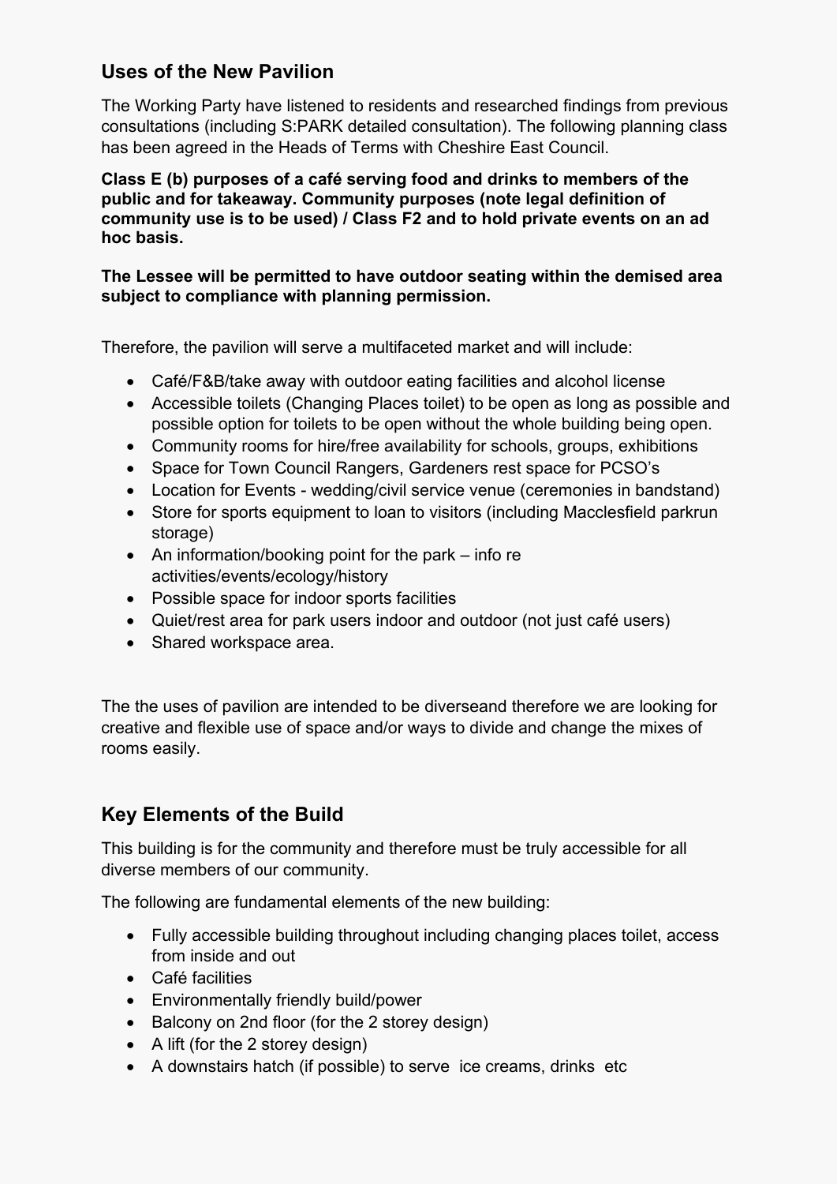## Uses of the New Pavilion

The Working Party have listened to residents and researched findings from previous consultations (including S:PARK detailed consultation). The following planning class has been agreed in the Heads of Terms with Cheshire East Council.

**Class E (b) purposes of a café serving food and drinks to members of the public and for takeaway. Community purposes (note legal definition of community use is to be used) / Class F2 and to hold private events on an ad hoc basis.**

**The Lessee will be permitted to have outdoor seating within the demised area subject to compliance with planning permission.**

Therefore, the pavilion will serve a multifaceted market and will include:

- Café/F&B/take away with outdoor eating facilities and alcohol license
- Accessible toilets (Changing Places toilet) to be open as long as possible and possible option for toilets to be open without the whole building being open.
- Community rooms for hire/free availability for schools, groups, exhibitions
- Space for Town Council Rangers, Gardeners rest space for PCSO's
- Location for Events - wedding/civil service venue (ceremonies in bandstand)
- Store for sports equipment to loan to visitors (including Macclesfield parkrun storage)
- An information/booking point for the park – info re activities/events/ecology/history
- Possible space for indoor sports facilities
- Quiet/rest area for park users indoor and outdoor (not just café users)
- Shared workspace area.

The the uses of pavilion are intended to be diverseand therefore we are looking for creative and flexible use of space and/or ways to divide and change the mixes of rooms easily.

## Key Elements of the Build

This building is for the community and therefore must be truly accessible for all diverse members of our community.

The following are fundamental elements of the new building:

- Fully accessible building throughout including changing places toilet, access from inside and out
- Café facilities
- Environmentally friendly build/power
- Balcony on 2nd floor (for the 2 storey design)
- A lift (for the 2 storey design)
- A downstairs hatch (if possible) to serve ice creams, drinks etc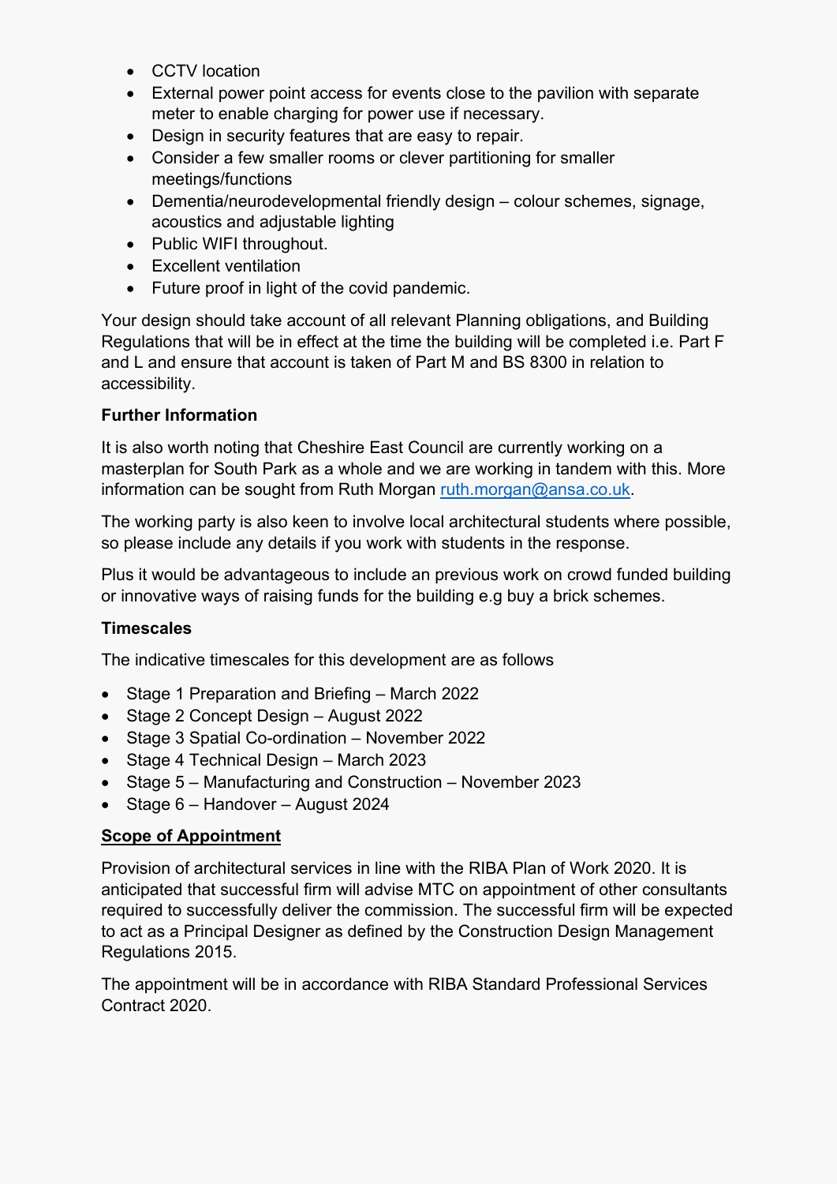- CCTV location
- External power point access for events close to the pavilion with separate meter to enable charging for power use if necessary.
- Design in security features that are easy to repair.
- Consider a few smaller rooms or clever partitioning for smaller meetings/functions
- Dementia/neurodevelopmental friendly design – colour schemes, signage, acoustics and adjustable lighting
- Public WIFI throughout.
- Excellent ventilation
- Future proof in light of the covid pandemic.

Your design should take account of all relevant Planning obligations, and Building Regulations that will be in effect at the time the building will be completed i.e. Part F and L and ensure that account is taken of Part M and BS 8300 in relation to accessibility.

**Further Information**

It is also worth noting that Cheshire East Council are currently working on a masterplan for South Park as a whole and we are working in tandem with this. More information can be sought from Ruth Morgan ruth.morgan@ansa.co.uk.

The working party is also keen to involve local architectural students where possible, so please include any details if you work with students in the response.

Plus it would be advantageous to include an previous work on crowd funded building or innovative ways of raising funds for the building e.g buy a brick schemes.

**Timescales**

The indicative timescales for this development are as follows

- Stage 1 Preparation and Briefing – March 2022
- Stage 2 Concept Design – August 2022
- Stage 3 Spatial Co-ordination – November 2022
- Stage 4 Technical Design – March 2023
- Stage 5 – Manufacturing and Construction – November 2023
- Stage 6 – Handover – August 2024

**Scope of Appointment**

Provision of architectural services in line with the RIBA Plan of Work 2020. It is anticipated that successful firm will advise MTC on appointment of other consultants required to successfully deliver the commission. The successful firm will be expected to act as a Principal Designer as defined by the Construction Design Management Regulations 2015.

The appointment will be in accordance with RIBA Standard Professional Services Contract 2020.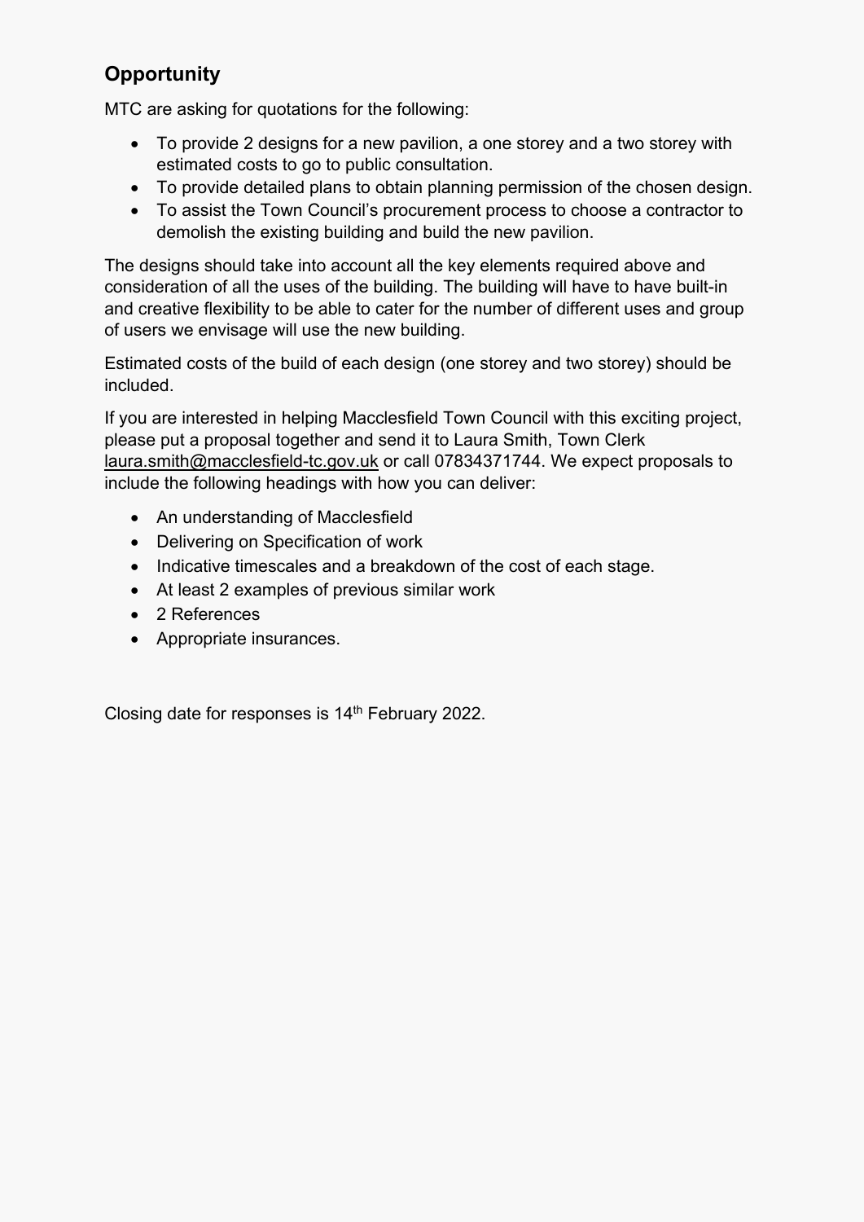## Opportunity

MTC are asking for quotations for the following:

- To provide 2 designs for a new pavilion, a one storey and a two storey with estimated costs to go to public consultation.
- To provide detailed plans to obtain planning permission of the chosen design.
- To assist the Town Council's procurement process to choose a contractor to demolish the existing building and build the new pavilion.

The designs should take into account all the key elements required above and consideration of all the uses of the building. The building will have to have built-in and creative flexibility to be able to cater for the number of different uses and group of users we envisage will use the new building.

Estimated costs of the build of each design (one storey and two storey) should be included.

If you are interested in helping Macclesfield Town Council with this exciting project, please put a proposal together and send it to Laura Smith, Town Clerk laura.smith@macclesfield-tc.gov.uk or call 07834371744. We expect proposals to include the following headings with how you can deliver:

- An understanding of Macclesfield
- Delivering on Specification of work
- Indicative timescales and a breakdown of the cost of each stage.
- At least 2 examples of previous similar work
- 2 References
- Appropriate insurances.

Closing date for responses is 14th February 2022.